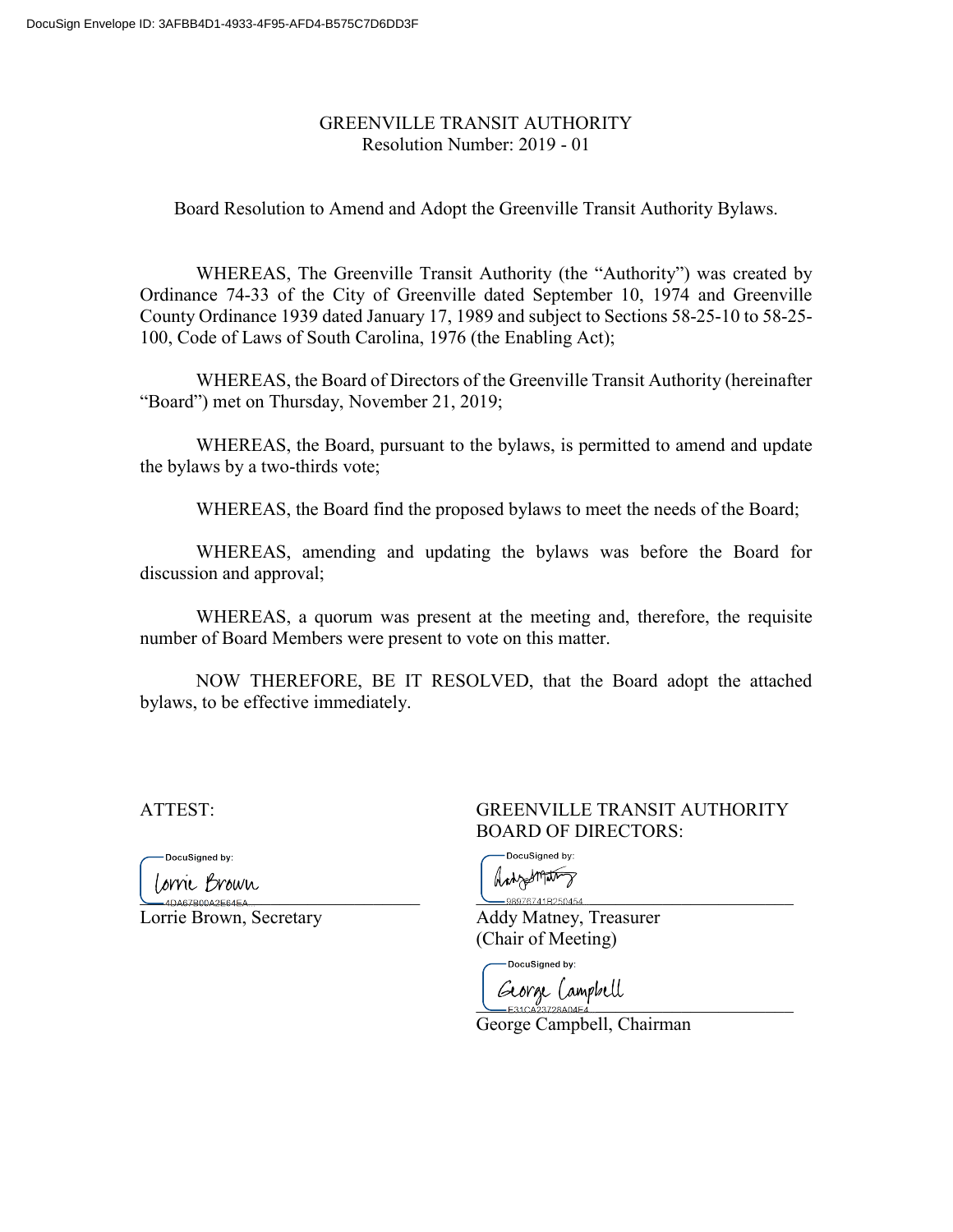# GREENVILLE TRANSIT AUTHORITY

Resolution Number: 2019 - 01

Board Resolution to Amend and Adopt the Greenville Transit Authority Bylaws.

WHEREAS, The Greenville Transit Authority (the "Authority") was created by Ordinance 74-33 of the City of Greenville dated September 10, 1974 and Greenville County Ordinance 1939 dated January 17, 1989 and subject to Sections 58-25-10 to 58-25-100, Code of Laws of South Carolina, 1976 (the Enabling Act);

WHEREAS, the Board of Directors of the Greenville Transit Authority (hereinafter "Board") met on Thursday, November 21, 2019;

WHEREAS, the Board, pursuant to the bylaws, is permitted to amend and update the bylaws by a two-thirds vote;

WHEREAS, the Board find the proposed bylaws to meet the needs of the Board;

WHEREAS, amending and updating the bylaws was before the Board for discussion and approval;

WHEREAS, a quorum was present at the meeting and, therefore, the requisite number of Board Members were present to vote on this matter.

NOW THEREFORE, BE IT RESOLVED, that the Board adopt the attached bylaws, to be effective immediately.

ATTEST:

DocuSigned by:
Lorrie Brown
4DA67B00A2E64EA

Lorrie Brown, Secretary

GREENVILLE TRANSIT AUTHORITY BOARD OF DIRECTORS:

DocuSigned by:
98976741B250454

Addy Matney, Treasurer
(Chair of Meeting)

DocuSigned by:
George Campbell
E31CA23728A04E4

George Campbell, Chairman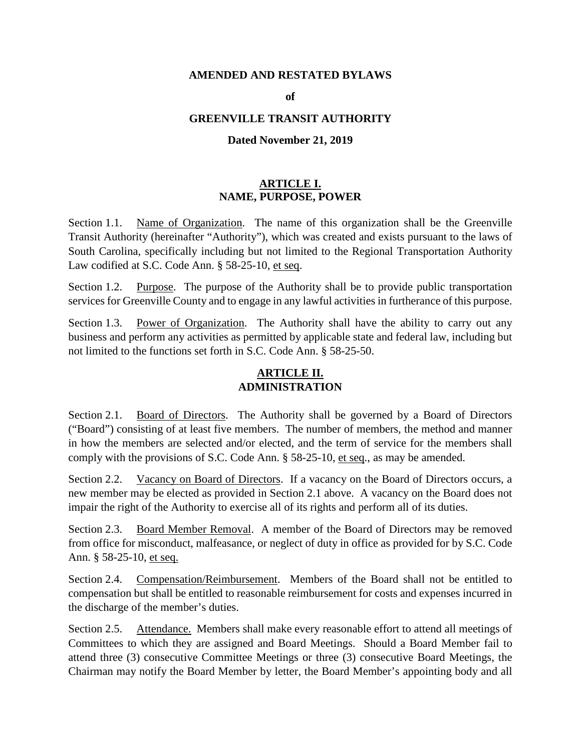**AMENDED AND RESTATED BYLAWS**

**of**

**GREENVILLE TRANSIT AUTHORITY**

**Dated November 21, 2019**

## ARTICLE I.
## NAME, PURPOSE, POWER

Section 1.1. Name of Organization. The name of this organization shall be the Greenville Transit Authority (hereinafter "Authority"), which was created and exists pursuant to the laws of South Carolina, specifically including but not limited to the Regional Transportation Authority Law codified at S.C. Code Ann. § 58-25-10, et seq.

Section 1.2. Purpose. The purpose of the Authority shall be to provide public transportation services for Greenville County and to engage in any lawful activities in furtherance of this purpose.

Section 1.3. Power of Organization. The Authority shall have the ability to carry out any business and perform any activities as permitted by applicable state and federal law, including but not limited to the functions set forth in S.C. Code Ann. § 58-25-50.

## ARTICLE II.
## ADMINISTRATION

Section 2.1. Board of Directors. The Authority shall be governed by a Board of Directors ("Board") consisting of at least five members. The number of members, the method and manner in how the members are selected and/or elected, and the term of service for the members shall comply with the provisions of S.C. Code Ann. § 58-25-10, et seq., as may be amended.

Section 2.2. Vacancy on Board of Directors. If a vacancy on the Board of Directors occurs, a new member may be elected as provided in Section 2.1 above. A vacancy on the Board does not impair the right of the Authority to exercise all of its rights and perform all of its duties.

Section 2.3. Board Member Removal. A member of the Board of Directors may be removed from office for misconduct, malfeasance, or neglect of duty in office as provided for by S.C. Code Ann. § 58-25-10, et seq.

Section 2.4. Compensation/Reimbursement. Members of the Board shall not be entitled to compensation but shall be entitled to reasonable reimbursement for costs and expenses incurred in the discharge of the member's duties.

Section 2.5. Attendance. Members shall make every reasonable effort to attend all meetings of Committees to which they are assigned and Board Meetings. Should a Board Member fail to attend three (3) consecutive Committee Meetings or three (3) consecutive Board Meetings, the Chairman may notify the Board Member by letter, the Board Member's appointing body and all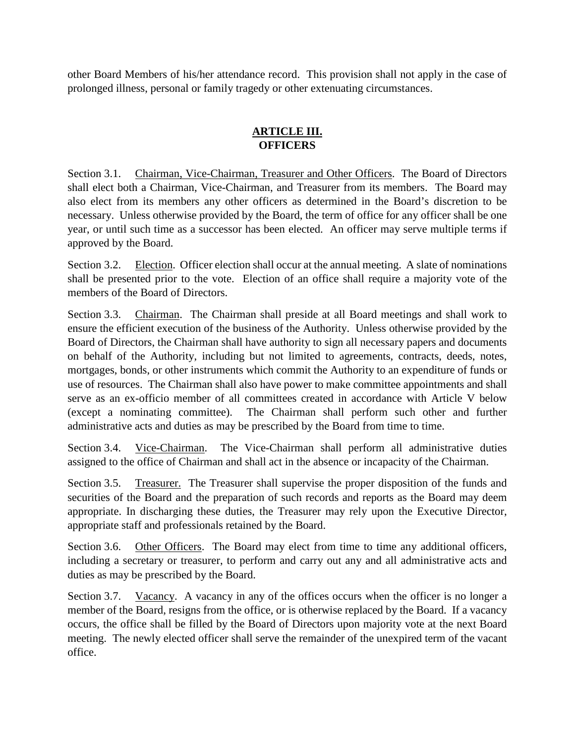other Board Members of his/her attendance record. This provision shall not apply in the case of prolonged illness, personal or family tragedy or other extenuating circumstances.

## ARTICLE III. OFFICERS

Section 3.1. Chairman, Vice-Chairman, Treasurer and Other Officers. The Board of Directors shall elect both a Chairman, Vice-Chairman, and Treasurer from its members. The Board may also elect from its members any other officers as determined in the Board's discretion to be necessary. Unless otherwise provided by the Board, the term of office for any officer shall be one year, or until such time as a successor has been elected. An officer may serve multiple terms if approved by the Board.

Section 3.2. Election. Officer election shall occur at the annual meeting. A slate of nominations shall be presented prior to the vote. Election of an office shall require a majority vote of the members of the Board of Directors.

Section 3.3. Chairman. The Chairman shall preside at all Board meetings and shall work to ensure the efficient execution of the business of the Authority. Unless otherwise provided by the Board of Directors, the Chairman shall have authority to sign all necessary papers and documents on behalf of the Authority, including but not limited to agreements, contracts, deeds, notes, mortgages, bonds, or other instruments which commit the Authority to an expenditure of funds or use of resources. The Chairman shall also have power to make committee appointments and shall serve as an ex-officio member of all committees created in accordance with Article V below (except a nominating committee). The Chairman shall perform such other and further administrative acts and duties as may be prescribed by the Board from time to time.

Section 3.4. Vice-Chairman. The Vice-Chairman shall perform all administrative duties assigned to the office of Chairman and shall act in the absence or incapacity of the Chairman.

Section 3.5. Treasurer. The Treasurer shall supervise the proper disposition of the funds and securities of the Board and the preparation of such records and reports as the Board may deem appropriate. In discharging these duties, the Treasurer may rely upon the Executive Director, appropriate staff and professionals retained by the Board.

Section 3.6. Other Officers. The Board may elect from time to time any additional officers, including a secretary or treasurer, to perform and carry out any and all administrative acts and duties as may be prescribed by the Board.

Section 3.7. Vacancy. A vacancy in any of the offices occurs when the officer is no longer a member of the Board, resigns from the office, or is otherwise replaced by the Board. If a vacancy occurs, the office shall be filled by the Board of Directors upon majority vote at the next Board meeting. The newly elected officer shall serve the remainder of the unexpired term of the vacant office.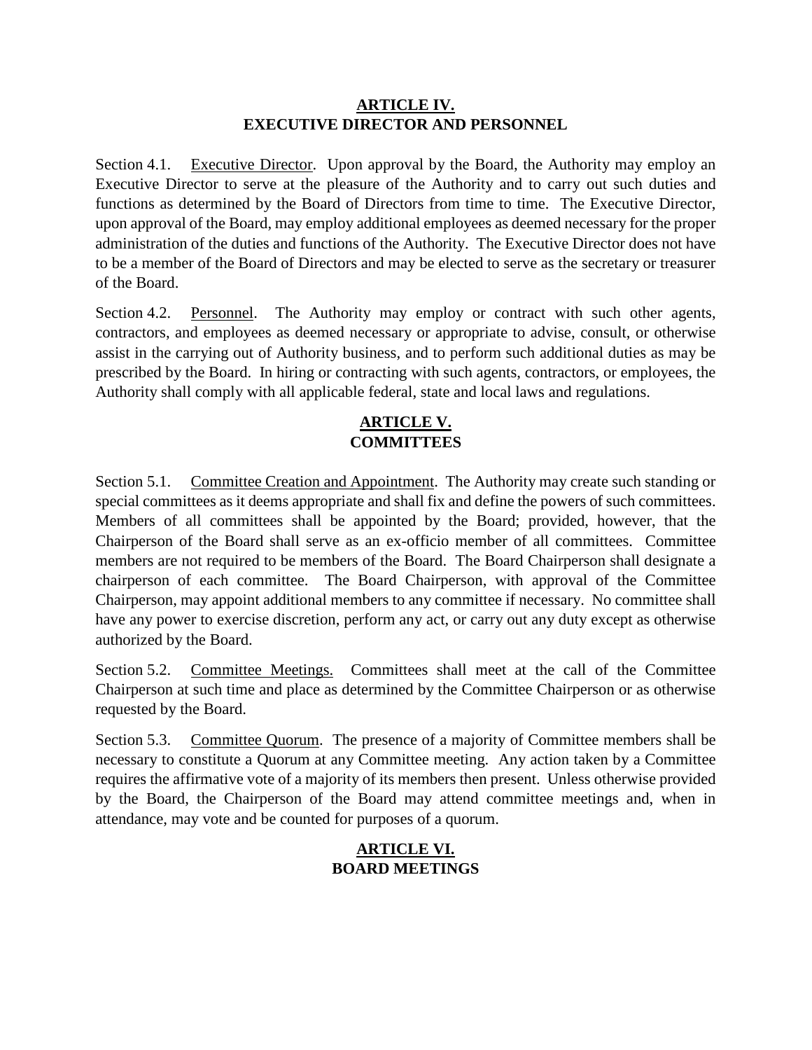## ARTICLE IV.
## EXECUTIVE DIRECTOR AND PERSONNEL

Section 4.1. Executive Director. Upon approval by the Board, the Authority may employ an Executive Director to serve at the pleasure of the Authority and to carry out such duties and functions as determined by the Board of Directors from time to time. The Executive Director, upon approval of the Board, may employ additional employees as deemed necessary for the proper administration of the duties and functions of the Authority. The Executive Director does not have to be a member of the Board of Directors and may be elected to serve as the secretary or treasurer of the Board.

Section 4.2. Personnel. The Authority may employ or contract with such other agents, contractors, and employees as deemed necessary or appropriate to advise, consult, or otherwise assist in the carrying out of Authority business, and to perform such additional duties as may be prescribed by the Board. In hiring or contracting with such agents, contractors, or employees, the Authority shall comply with all applicable federal, state and local laws and regulations.

## ARTICLE V.
## COMMITTEES

Section 5.1. Committee Creation and Appointment. The Authority may create such standing or special committees as it deems appropriate and shall fix and define the powers of such committees. Members of all committees shall be appointed by the Board; provided, however, that the Chairperson of the Board shall serve as an ex-officio member of all committees. Committee members are not required to be members of the Board. The Board Chairperson shall designate a chairperson of each committee. The Board Chairperson, with approval of the Committee Chairperson, may appoint additional members to any committee if necessary. No committee shall have any power to exercise discretion, perform any act, or carry out any duty except as otherwise authorized by the Board.

Section 5.2. Committee Meetings. Committees shall meet at the call of the Committee Chairperson at such time and place as determined by the Committee Chairperson or as otherwise requested by the Board.

Section 5.3. Committee Quorum. The presence of a majority of Committee members shall be necessary to constitute a Quorum at any Committee meeting. Any action taken by a Committee requires the affirmative vote of a majority of its members then present. Unless otherwise provided by the Board, the Chairperson of the Board may attend committee meetings and, when in attendance, may vote and be counted for purposes of a quorum.

## ARTICLE VI.
## BOARD MEETINGS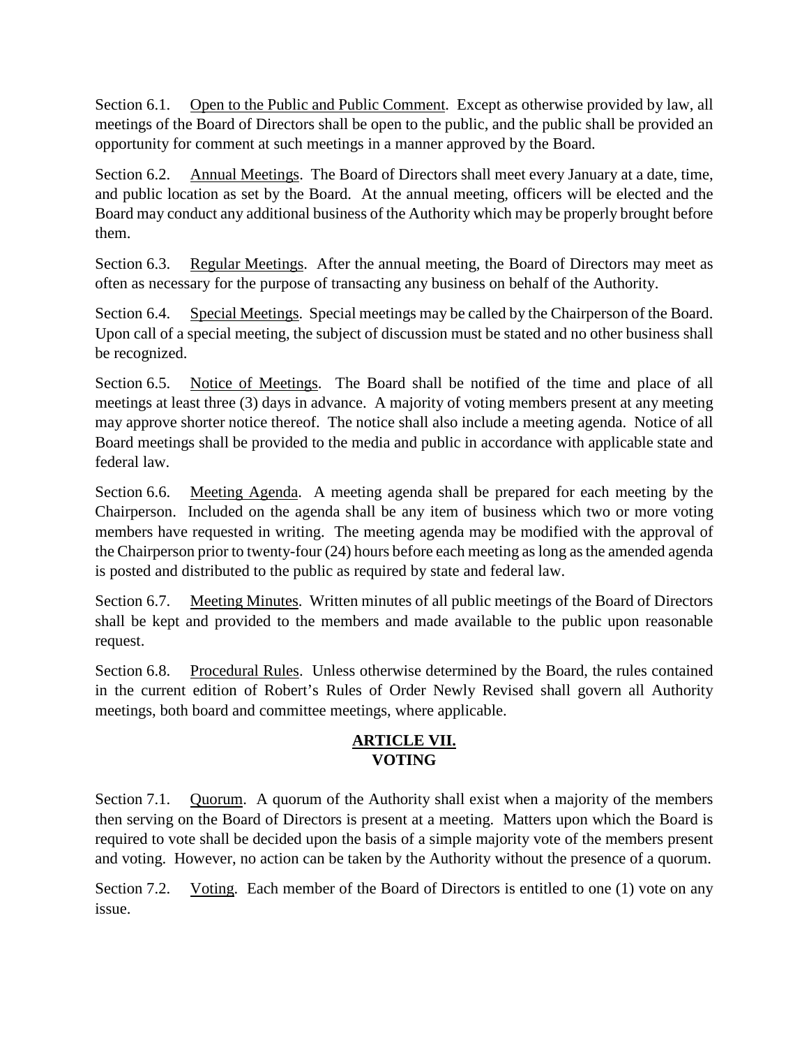Section 6.1. Open to the Public and Public Comment. Except as otherwise provided by law, all meetings of the Board of Directors shall be open to the public, and the public shall be provided an opportunity for comment at such meetings in a manner approved by the Board.

Section 6.2. Annual Meetings. The Board of Directors shall meet every January at a date, time, and public location as set by the Board. At the annual meeting, officers will be elected and the Board may conduct any additional business of the Authority which may be properly brought before them.

Section 6.3. Regular Meetings. After the annual meeting, the Board of Directors may meet as often as necessary for the purpose of transacting any business on behalf of the Authority.

Section 6.4. Special Meetings. Special meetings may be called by the Chairperson of the Board. Upon call of a special meeting, the subject of discussion must be stated and no other business shall be recognized.

Section 6.5. Notice of Meetings. The Board shall be notified of the time and place of all meetings at least three (3) days in advance. A majority of voting members present at any meeting may approve shorter notice thereof. The notice shall also include a meeting agenda. Notice of all Board meetings shall be provided to the media and public in accordance with applicable state and federal law.

Section 6.6. Meeting Agenda. A meeting agenda shall be prepared for each meeting by the Chairperson. Included on the agenda shall be any item of business which two or more voting members have requested in writing. The meeting agenda may be modified with the approval of the Chairperson prior to twenty-four (24) hours before each meeting as long as the amended agenda is posted and distributed to the public as required by state and federal law.

Section 6.7. Meeting Minutes. Written minutes of all public meetings of the Board of Directors shall be kept and provided to the members and made available to the public upon reasonable request.

Section 6.8. Procedural Rules. Unless otherwise determined by the Board, the rules contained in the current edition of Robert's Rules of Order Newly Revised shall govern all Authority meetings, both board and committee meetings, where applicable.

## ARTICLE VII.
## VOTING

Section 7.1. Quorum. A quorum of the Authority shall exist when a majority of the members then serving on the Board of Directors is present at a meeting. Matters upon which the Board is required to vote shall be decided upon the basis of a simple majority vote of the members present and voting. However, no action can be taken by the Authority without the presence of a quorum.

Section 7.2. Voting. Each member of the Board of Directors is entitled to one (1) vote on any issue.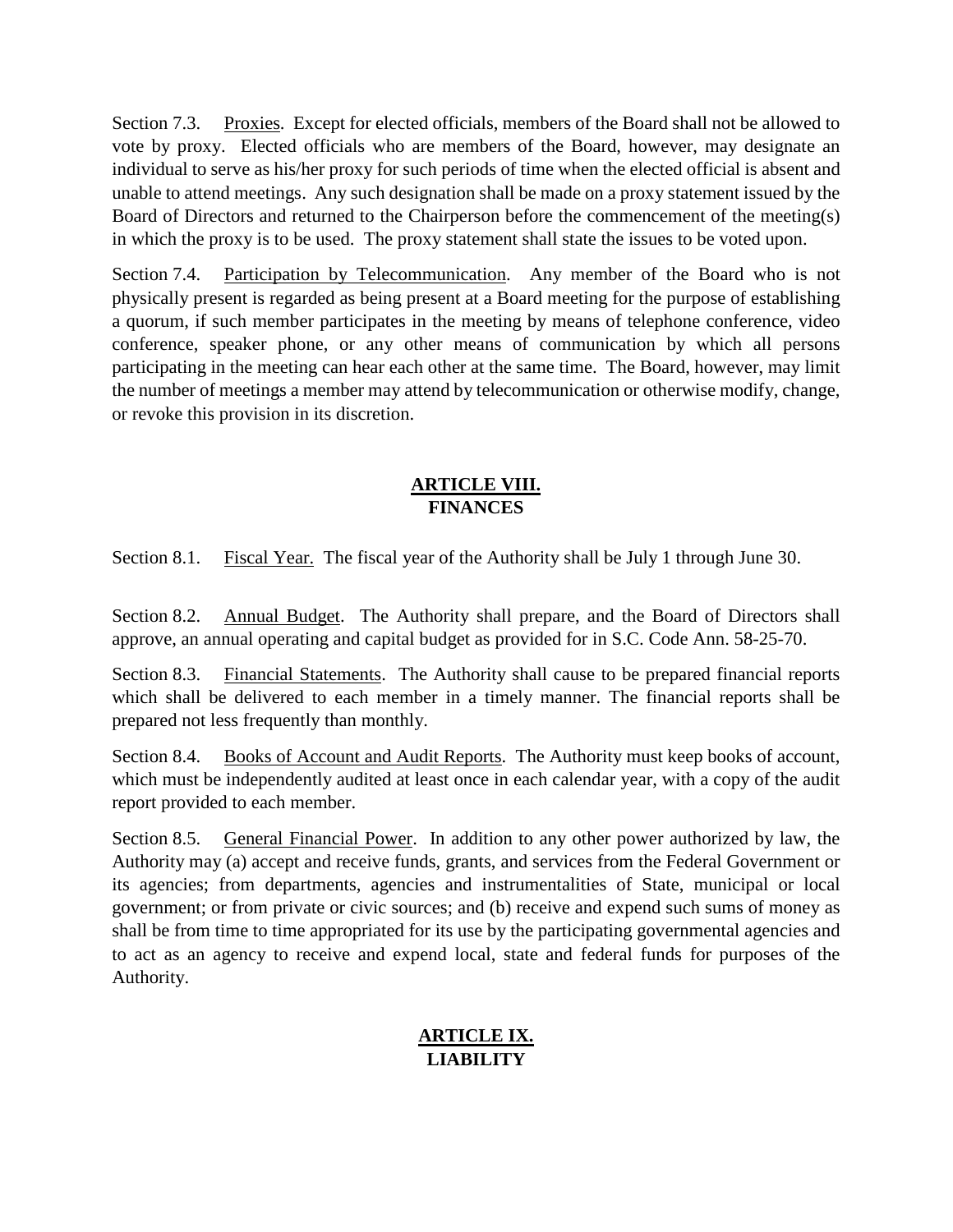Section 7.3. Proxies. Except for elected officials, members of the Board shall not be allowed to vote by proxy. Elected officials who are members of the Board, however, may designate an individual to serve as his/her proxy for such periods of time when the elected official is absent and unable to attend meetings. Any such designation shall be made on a proxy statement issued by the Board of Directors and returned to the Chairperson before the commencement of the meeting(s) in which the proxy is to be used. The proxy statement shall state the issues to be voted upon.

Section 7.4. Participation by Telecommunication. Any member of the Board who is not physically present is regarded as being present at a Board meeting for the purpose of establishing a quorum, if such member participates in the meeting by means of telephone conference, video conference, speaker phone, or any other means of communication by which all persons participating in the meeting can hear each other at the same time. The Board, however, may limit the number of meetings a member may attend by telecommunication or otherwise modify, change, or revoke this provision in its discretion.

## ARTICLE VIII.
## FINANCES

Section 8.1. Fiscal Year. The fiscal year of the Authority shall be July 1 through June 30.

Section 8.2. Annual Budget. The Authority shall prepare, and the Board of Directors shall approve, an annual operating and capital budget as provided for in S.C. Code Ann. 58-25-70.

Section 8.3. Financial Statements. The Authority shall cause to be prepared financial reports which shall be delivered to each member in a timely manner. The financial reports shall be prepared not less frequently than monthly.

Section 8.4. Books of Account and Audit Reports. The Authority must keep books of account, which must be independently audited at least once in each calendar year, with a copy of the audit report provided to each member.

Section 8.5. General Financial Power. In addition to any other power authorized by law, the Authority may (a) accept and receive funds, grants, and services from the Federal Government or its agencies; from departments, agencies and instrumentalities of State, municipal or local government; or from private or civic sources; and (b) receive and expend such sums of money as shall be from time to time appropriated for its use by the participating governmental agencies and to act as an agency to receive and expend local, state and federal funds for purposes of the Authority.

## ARTICLE IX.
## LIABILITY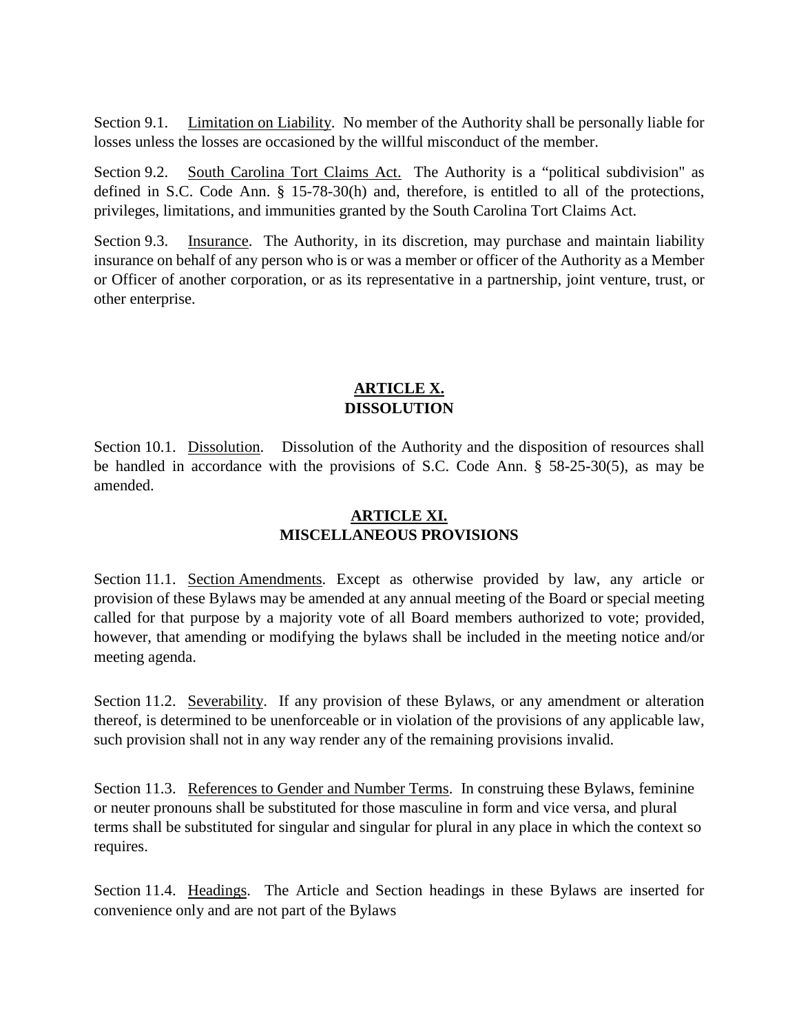Section 9.1. Limitation on Liability. No member of the Authority shall be personally liable for losses unless the losses are occasioned by the willful misconduct of the member.

Section 9.2. South Carolina Tort Claims Act. The Authority is a "political subdivision" as defined in S.C. Code Ann. § 15-78-30(h) and, therefore, is entitled to all of the protections, privileges, limitations, and immunities granted by the South Carolina Tort Claims Act.

Section 9.3. Insurance. The Authority, in its discretion, may purchase and maintain liability insurance on behalf of any person who is or was a member or officer of the Authority as a Member or Officer of another corporation, or as its representative in a partnership, joint venture, trust, or other enterprise.

## ARTICLE X.
## DISSOLUTION

Section 10.1. Dissolution. Dissolution of the Authority and the disposition of resources shall be handled in accordance with the provisions of S.C. Code Ann. § 58-25-30(5), as may be amended.

## ARTICLE XI.
## MISCELLANEOUS PROVISIONS

Section 11.1. Section Amendments. Except as otherwise provided by law, any article or provision of these Bylaws may be amended at any annual meeting of the Board or special meeting called for that purpose by a majority vote of all Board members authorized to vote; provided, however, that amending or modifying the bylaws shall be included in the meeting notice and/or meeting agenda.

Section 11.2. Severability. If any provision of these Bylaws, or any amendment or alteration thereof, is determined to be unenforceable or in violation of the provisions of any applicable law, such provision shall not in any way render any of the remaining provisions invalid.

Section 11.3. References to Gender and Number Terms. In construing these Bylaws, feminine or neuter pronouns shall be substituted for those masculine in form and vice versa, and plural terms shall be substituted for singular and singular for plural in any place in which the context so requires.

Section 11.4. Headings. The Article and Section headings in these Bylaws are inserted for convenience only and are not part of the Bylaws